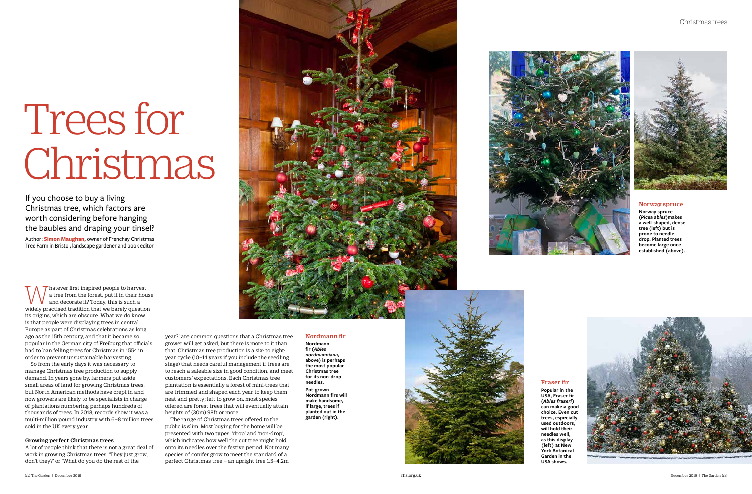# Trees for Christmas

If you choose to buy a living Christmas tree, which factors are worth considering before hanging the baubles and draping your tinsel?

Author: **Simon Maughan,** owner of Frenchay Christmas Tree Farm in Bristol, landscape gardener and book editor

Whatever first inspired people to harvest a tree from the forest, put it in their house and decorate it? Today, this is such a widely practised tradition that we barely question its origins, which are obscure. What we do know is that people were displaying trees in central Europe as part of Christmas celebrations as long ago as the 15th century, and that it became so popular in the German city of Freiburg that officials had to ban felling trees for Christmas in 1554 in order to prevent unsustainable harvesting.

So from the early days it was necessary to manage Christmas tree production to supply demand. In years gone by, farmers put aside small areas of land for growing Christmas trees, but North American methods have crept in and now growers are likely to be specialists in charge of plantations numbering perhaps hundreds of thousands of trees. In 2018, records show it was a multi-million pound industry with 6–8 million trees sold in the UK every year.

### Growing perfect Christmas trees

A lot of people think that there is not a great deal of work in growing Christmas trees. 'They just grow, don't they?' or 'What do you do the rest of the year?' are common questions that a Christmas tree grower will get asked, but there is more to it than that. Christmas tree production is a six- to eight-year cycle (10–14 years if you include the seedling stage) that needs careful management if trees are to reach a saleable size in good condition, and meet customers' expectations. Each Christmas tree plantation is essentially a forest of mini-trees that are trimmed and shaped each year to keep them neat and pretty; left to grow on, most species offered are forest trees that will eventually attain heights of (30m) 98ft or more.

The range of Christmas trees offered to the public is slim. Most buying for the home will be presented with two types: 'drop' and 'non-drop', which indicates how well the cut tree might hold onto its needles over the festive period. Not many species of conifer grow to meet the standard of a perfect Christmas tree – an upright tree 1.5–4.2m

### Nordmann fir

**Nordmann fir (*Abies nordmanniana*, above) is perhaps the most popular Christmas tree for its non-drop needles.**

**Pot-grown Nordmann firs will make handsome, if large, trees if planted out in the garden (right).**

### Norway spruce

**Norway spruce (*Picea abies*) makes a well-shaped, dense tree (left) but is prone to needle drop. Planted trees become large once established (above).**

### Fraser fir

**Popular in the USA, Fraser fir (*Abies fraseri*) can make a good choice. Even cut trees, especially used outdoors, will hold their needles well, as this display (left) at New York Botanical Garden in the USA shows.**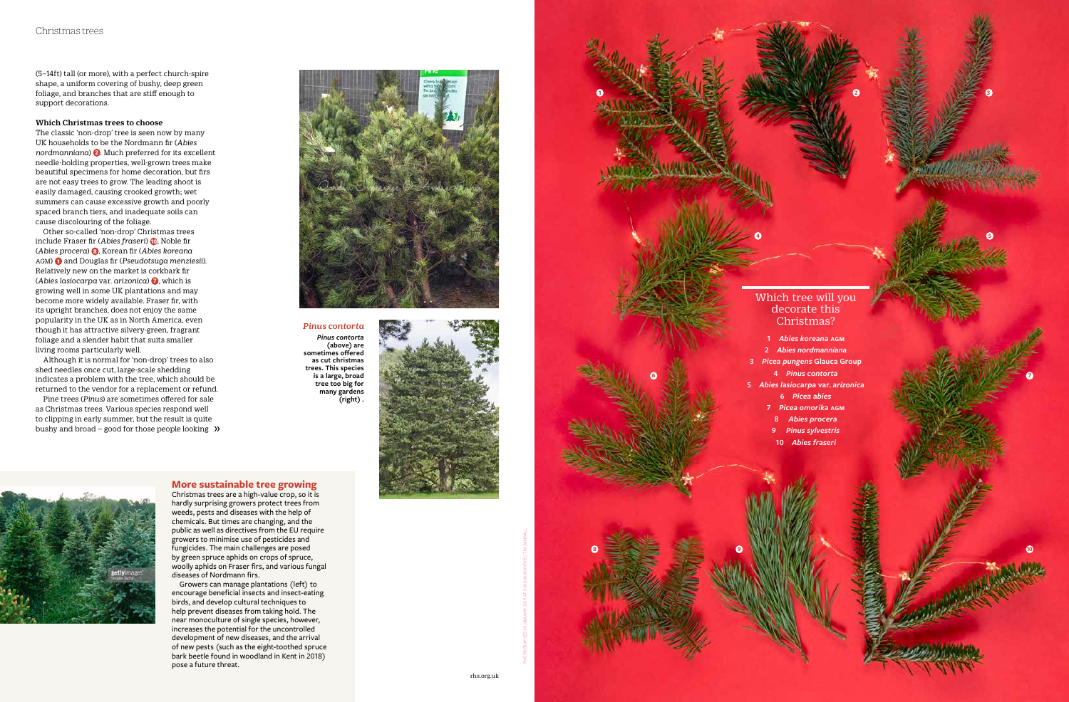(5–14ft) tall (or more), with a perfect church-spire shape, a uniform covering of bushy, deep green foliage, and branches that are stiff enough to support decorations.

### Which Christmas trees to choose

The classic 'non-drop' tree is seen now by many UK households to be the Nordmann fir (*Abies nordmanniana*) 2. Much preferred for its excellent needle-holding properties, well-grown trees make beautiful specimens for home decoration, but firs are not easy trees to grow. The leading shoot is easily damaged, causing crooked growth; wet summers can cause excessive growth and poorly spaced branch tiers, and inadequate soils can cause discolouring of the foliage.

Other so-called 'non-drop' Christmas trees include Fraser fir (*Abies fraseri*) 10, Noble fir (*Abies procera*) 8, Korean fir (*Abies koreana* AGM) 1 and Douglas fir (*Pseudotsuga menziesii*). Relatively new on the market is corkbark fir (*Abies lasiocarpa* var. *arizonica*) 7, which is growing well in some UK plantations and may become more widely available. Fraser fir, with its upright branches, does not enjoy the same popularity in the UK as in North America, even though it has attractive silvery-green, fragrant foliage and a slender habit that suits smaller living rooms particularly well.

Although it is normal for 'non-drop' trees to also shed needles once cut, large-scale shedding indicates a problem with the tree, which should be returned to the vendor for a replacement or refund.

Pine trees (*Pinus*) are sometimes offered for sale as Christmas trees. Various species respond well to clipping in early summer, but the result is quite bushy and broad – good for those people looking »

***Pinus contorta***

***Pinus contorta*** **(above) are sometimes offered as cut christmas trees. This species is a large, broad tree too big for many gardens (right).**

## More sustainable tree growing

Christmas trees are a high-value crop, so it is hardly surprising growers protect trees from weeds, pests and diseases with the help of chemicals. But times are changing, and the public as well as directives from the EU require growers to minimise use of pesticides and fungicides. The main challenges are posed by green spruce aphids on crops of spruce, woolly aphids on Fraser firs, and various fungal diseases of Nordmann firs.

Growers can manage plantations (left) to encourage beneficial insects and insect-eating birds, and develop cultural techniques to help prevent diseases from taking hold. The near monoculture of single species, however, increases the potential for the uncontrolled development of new diseases, and the arrival of new pests (such as the eight-toothed spruce bark beetle found in woodland in Kent in 2018) pose a future threat.

## Which tree will you decorate this Christmas?

1. *Abies koreana* AGM
2. *Abies nordmanniana*
3. *Picea pungens* Glauca Group
4. *Pinus contorta*
5. *Abies lasiocarpa* var. *arizonica*
6. *Picea abies*
7. *Picea omorika* AGM
8. *Abies procera*
9. *Pinus sylvestris*
10. *Abies fraseri*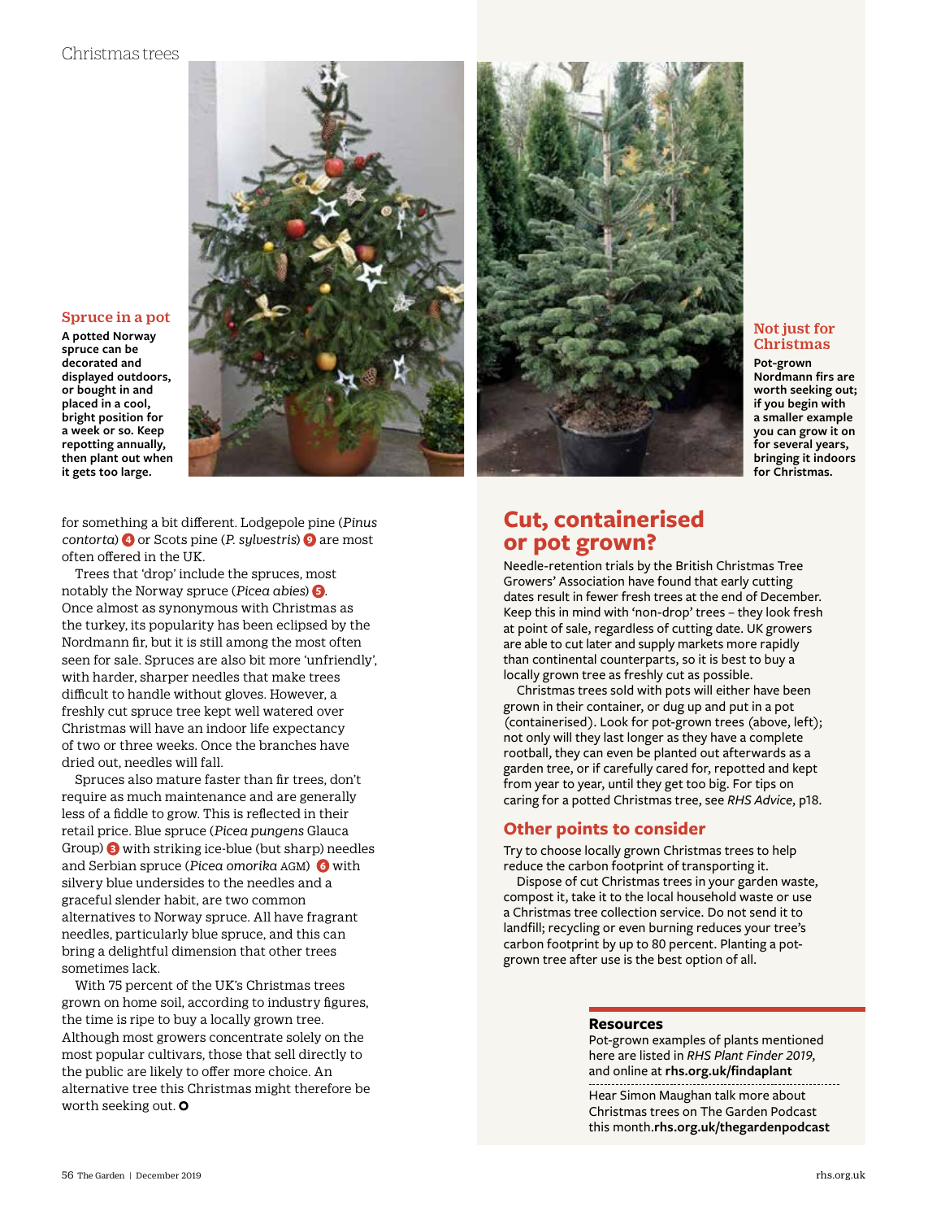### Spruce in a pot

**A potted Norway spruce can be decorated and displayed outdoors, or bought in and placed in a cool, bright position for a week or so. Keep repotting annually, then plant out when it gets too large.**

### Not just for Christmas

**Pot-grown Nordmann firs are worth seeking out; if you begin with a smaller example you can grow it on for several years, bringing it indoors for Christmas.**

for something a bit different. Lodgepole pine (*Pinus contorta*) 4 or Scots pine (*P. sylvestris*) 9 are most often offered in the UK.

Trees that 'drop' include the spruces, most notably the Norway spruce (*Picea abies*) 5. Once almost as synonymous with Christmas as the turkey, its popularity has been eclipsed by the Nordmann fir, but it is still among the most often seen for sale. Spruces are also bit more 'unfriendly', with harder, sharper needles that make trees difficult to handle without gloves. However, a freshly cut spruce tree kept well watered over Christmas will have an indoor life expectancy of two or three weeks. Once the branches have dried out, needles will fall.

Spruces also mature faster than fir trees, don't require as much maintenance and are generally less of a fiddle to grow. This is reflected in their retail price. Blue spruce (*Picea pungens* Glauca Group) 3 with striking ice-blue (but sharp) needles and Serbian spruce (*Picea omorika* AGM) 6 with silvery blue undersides to the needles and a graceful slender habit, are two common alternatives to Norway spruce. All have fragrant needles, particularly blue spruce, and this can bring a delightful dimension that other trees sometimes lack.

With 75 percent of the UK's Christmas trees grown on home soil, according to industry figures, the time is ripe to buy a locally grown tree. Although most growers concentrate solely on the most popular cultivars, those that sell directly to the public are likely to offer more choice. An alternative tree this Christmas might therefore be worth seeking out.

## Cut, containerised or pot grown?

Needle-retention trials by the British Christmas Tree Growers' Association have found that early cutting dates result in fewer fresh trees at the end of December. Keep this in mind with 'non-drop' trees – they look fresh at point of sale, regardless of cutting date. UK growers are able to cut later and supply markets more rapidly than continental counterparts, so it is best to buy a locally grown tree as freshly cut as possible.

Christmas trees sold with pots will either have been grown in their container, or dug up and put in a pot (containerised). Look for pot-grown trees (above, left); not only will they last longer as they have a complete rootball, they can even be planted out afterwards as a garden tree, or if carefully cared for, repotted and kept from year to year, until they get too big. For tips on caring for a potted Christmas tree, see *RHS Advice*, p18.

### Other points to consider

Try to choose locally grown Christmas trees to help reduce the carbon footprint of transporting it.

Dispose of cut Christmas trees in your garden waste, compost it, take it to the local household waste or use a Christmas tree collection service. Do not send it to landfill; recycling or even burning reduces your tree's carbon footprint by up to 80 percent. Planting a pot-grown tree after use is the best option of all.

### Resources

Pot-grown examples of plants mentioned here are listed in *RHS Plant Finder 2019*, and online at **rhs.org.uk/findaplant**

Hear Simon Maughan talk more about Christmas trees on The Garden Podcast this month.**rhs.org.uk/thegardenpodcast**